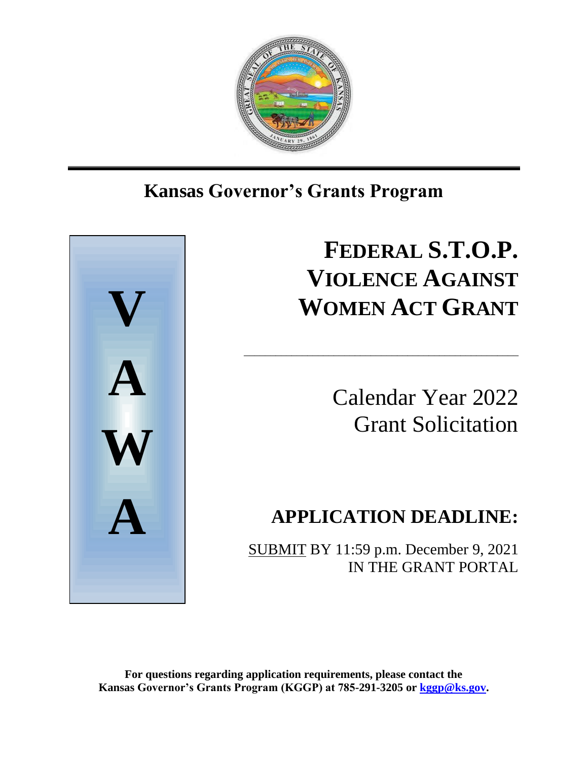## Kansas Governor's Grants Program

V
A
W
A

# FEDERAL S.T.O.P. VIOLENCE AGAINST WOMEN ACT GRANT

Calendar Year 2022
Grant Solicitation

## APPLICATION DEADLINE:

SUBMIT BY 11:59 p.m. December 9, 2021
IN THE GRANT PORTAL

**For questions regarding application requirements, please contact the Kansas Governor's Grants Program (KGGP) at 785-291-3205 or [kggp@ks.gov](mailto:kggp@ks.gov).**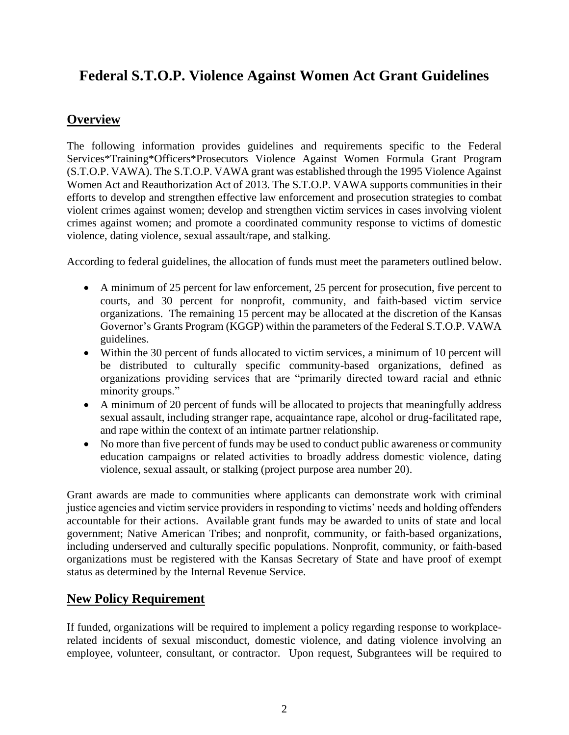# Federal S.T.O.P. Violence Against Women Act Grant Guidelines

## Overview

The following information provides guidelines and requirements specific to the Federal Services*Training*Officers*Prosecutors Violence Against Women Formula Grant Program (S.T.O.P. VAWA). The S.T.O.P. VAWA grant was established through the 1995 Violence Against Women Act and Reauthorization Act of 2013. The S.T.O.P. VAWA supports communities in their efforts to develop and strengthen effective law enforcement and prosecution strategies to combat violent crimes against women; develop and strengthen victim services in cases involving violent crimes against women; and promote a coordinated community response to victims of domestic violence, dating violence, sexual assault/rape, and stalking.

According to federal guidelines, the allocation of funds must meet the parameters outlined below.

- A minimum of 25 percent for law enforcement, 25 percent for prosecution, five percent to courts, and 30 percent for nonprofit, community, and faith-based victim service organizations. The remaining 15 percent may be allocated at the discretion of the Kansas Governor's Grants Program (KGGP) within the parameters of the Federal S.T.O.P. VAWA guidelines.
- Within the 30 percent of funds allocated to victim services, a minimum of 10 percent will be distributed to culturally specific community-based organizations, defined as organizations providing services that are "primarily directed toward racial and ethnic minority groups."
- A minimum of 20 percent of funds will be allocated to projects that meaningfully address sexual assault, including stranger rape, acquaintance rape, alcohol or drug-facilitated rape, and rape within the context of an intimate partner relationship.
- No more than five percent of funds may be used to conduct public awareness or community education campaigns or related activities to broadly address domestic violence, dating violence, sexual assault, or stalking (project purpose area number 20).

Grant awards are made to communities where applicants can demonstrate work with criminal justice agencies and victim service providers in responding to victims' needs and holding offenders accountable for their actions. Available grant funds may be awarded to units of state and local government; Native American Tribes; and nonprofit, community, or faith-based organizations, including underserved and culturally specific populations. Nonprofit, community, or faith-based organizations must be registered with the Kansas Secretary of State and have proof of exempt status as determined by the Internal Revenue Service.

## New Policy Requirement

If funded, organizations will be required to implement a policy regarding response to workplace-related incidents of sexual misconduct, domestic violence, and dating violence involving an employee, volunteer, consultant, or contractor. Upon request, Subgrantees will be required to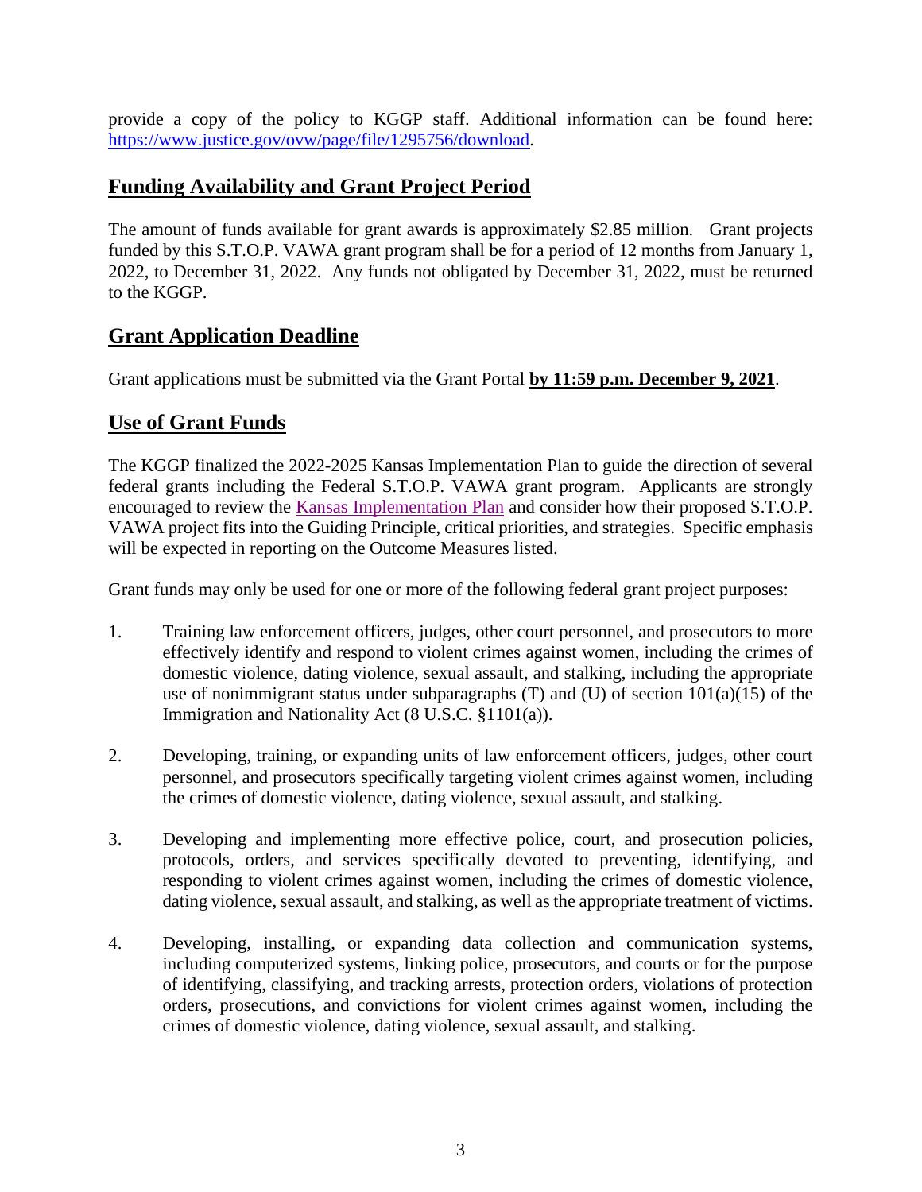provide a copy of the policy to KGGP staff. Additional information can be found here: [https://www.justice.gov/ovw/page/file/1295756/download](https://www.justice.gov/ovw/page/file/1295756/download).

## Funding Availability and Grant Project Period

The amount of funds available for grant awards is approximately $2.85 million. Grant projects funded by this S.T.O.P. VAWA grant program shall be for a period of 12 months from January 1, 2022, to December 31, 2022. Any funds not obligated by December 31, 2022, must be returned to the KGGP.

## Grant Application Deadline

Grant applications must be submitted via the Grant Portal **by 11:59 p.m. December 9, 2021**.

## Use of Grant Funds

The KGGP finalized the 2022-2025 Kansas Implementation Plan to guide the direction of several federal grants including the Federal S.T.O.P. VAWA grant program. Applicants are strongly encouraged to review the Kansas Implementation Plan and consider how their proposed S.T.O.P. VAWA project fits into the Guiding Principle, critical priorities, and strategies. Specific emphasis will be expected in reporting on the Outcome Measures listed.

Grant funds may only be used for one or more of the following federal grant project purposes:

1. Training law enforcement officers, judges, other court personnel, and prosecutors to more effectively identify and respond to violent crimes against women, including the crimes of domestic violence, dating violence, sexual assault, and stalking, including the appropriate use of nonimmigrant status under subparagraphs (T) and (U) of section 101(a)(15) of the Immigration and Nationality Act (8 U.S.C. §1101(a)).

2. Developing, training, or expanding units of law enforcement officers, judges, other court personnel, and prosecutors specifically targeting violent crimes against women, including the crimes of domestic violence, dating violence, sexual assault, and stalking.

3. Developing and implementing more effective police, court, and prosecution policies, protocols, orders, and services specifically devoted to preventing, identifying, and responding to violent crimes against women, including the crimes of domestic violence, dating violence, sexual assault, and stalking, as well as the appropriate treatment of victims.

4. Developing, installing, or expanding data collection and communication systems, including computerized systems, linking police, prosecutors, and courts or for the purpose of identifying, classifying, and tracking arrests, protection orders, violations of protection orders, prosecutions, and convictions for violent crimes against women, including the crimes of domestic violence, dating violence, sexual assault, and stalking.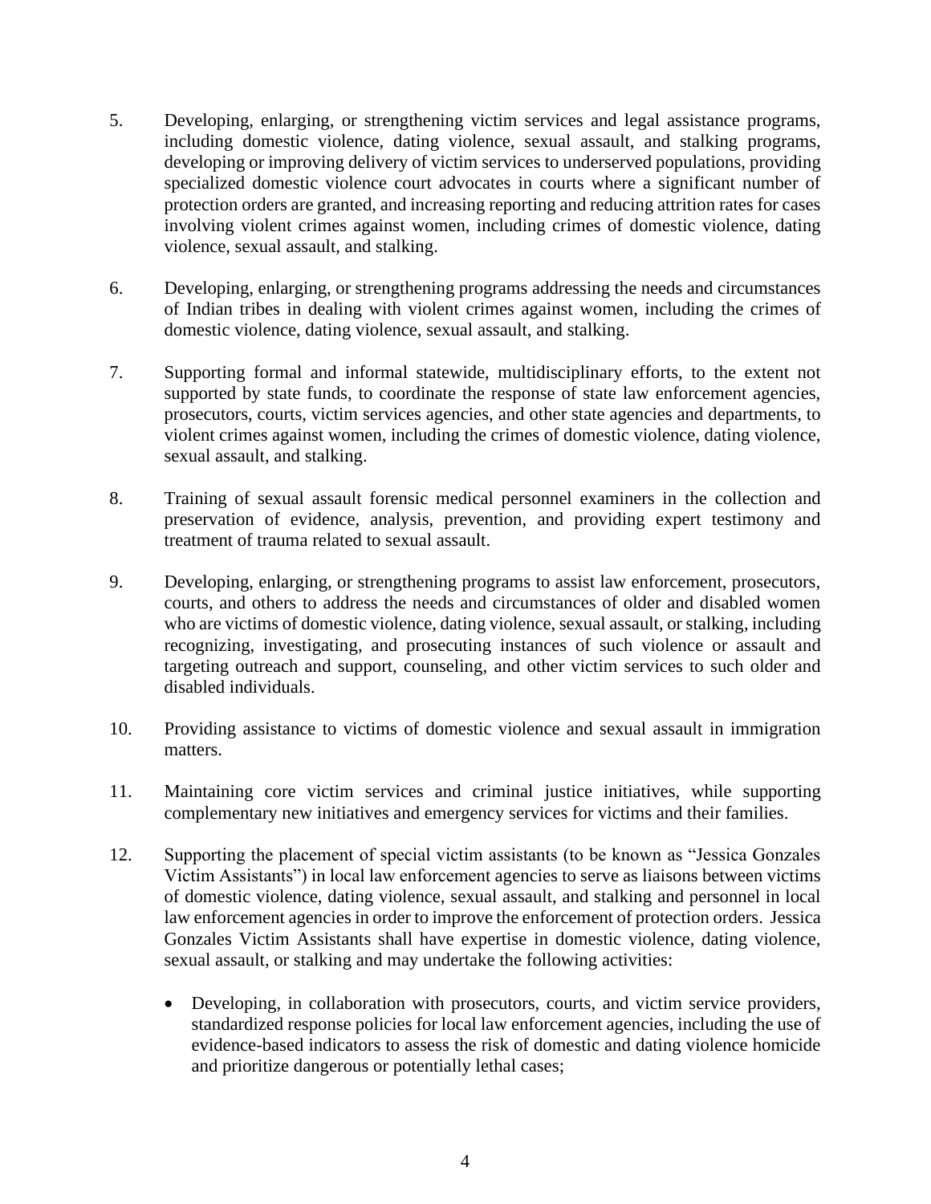5. Developing, enlarging, or strengthening victim services and legal assistance programs, including domestic violence, dating violence, sexual assault, and stalking programs, developing or improving delivery of victim services to underserved populations, providing specialized domestic violence court advocates in courts where a significant number of protection orders are granted, and increasing reporting and reducing attrition rates for cases involving violent crimes against women, including crimes of domestic violence, dating violence, sexual assault, and stalking.

6. Developing, enlarging, or strengthening programs addressing the needs and circumstances of Indian tribes in dealing with violent crimes against women, including the crimes of domestic violence, dating violence, sexual assault, and stalking.

7. Supporting formal and informal statewide, multidisciplinary efforts, to the extent not supported by state funds, to coordinate the response of state law enforcement agencies, prosecutors, courts, victim services agencies, and other state agencies and departments, to violent crimes against women, including the crimes of domestic violence, dating violence, sexual assault, and stalking.

8. Training of sexual assault forensic medical personnel examiners in the collection and preservation of evidence, analysis, prevention, and providing expert testimony and treatment of trauma related to sexual assault.

9. Developing, enlarging, or strengthening programs to assist law enforcement, prosecutors, courts, and others to address the needs and circumstances of older and disabled women who are victims of domestic violence, dating violence, sexual assault, or stalking, including recognizing, investigating, and prosecuting instances of such violence or assault and targeting outreach and support, counseling, and other victim services to such older and disabled individuals.

10. Providing assistance to victims of domestic violence and sexual assault in immigration matters.

11. Maintaining core victim services and criminal justice initiatives, while supporting complementary new initiatives and emergency services for victims and their families.

12. Supporting the placement of special victim assistants (to be known as "Jessica Gonzales Victim Assistants") in local law enforcement agencies to serve as liaisons between victims of domestic violence, dating violence, sexual assault, and stalking and personnel in local law enforcement agencies in order to improve the enforcement of protection orders. Jessica Gonzales Victim Assistants shall have expertise in domestic violence, dating violence, sexual assault, or stalking and may undertake the following activities:

    - Developing, in collaboration with prosecutors, courts, and victim service providers, standardized response policies for local law enforcement agencies, including the use of evidence-based indicators to assess the risk of domestic and dating violence homicide and prioritize dangerous or potentially lethal cases;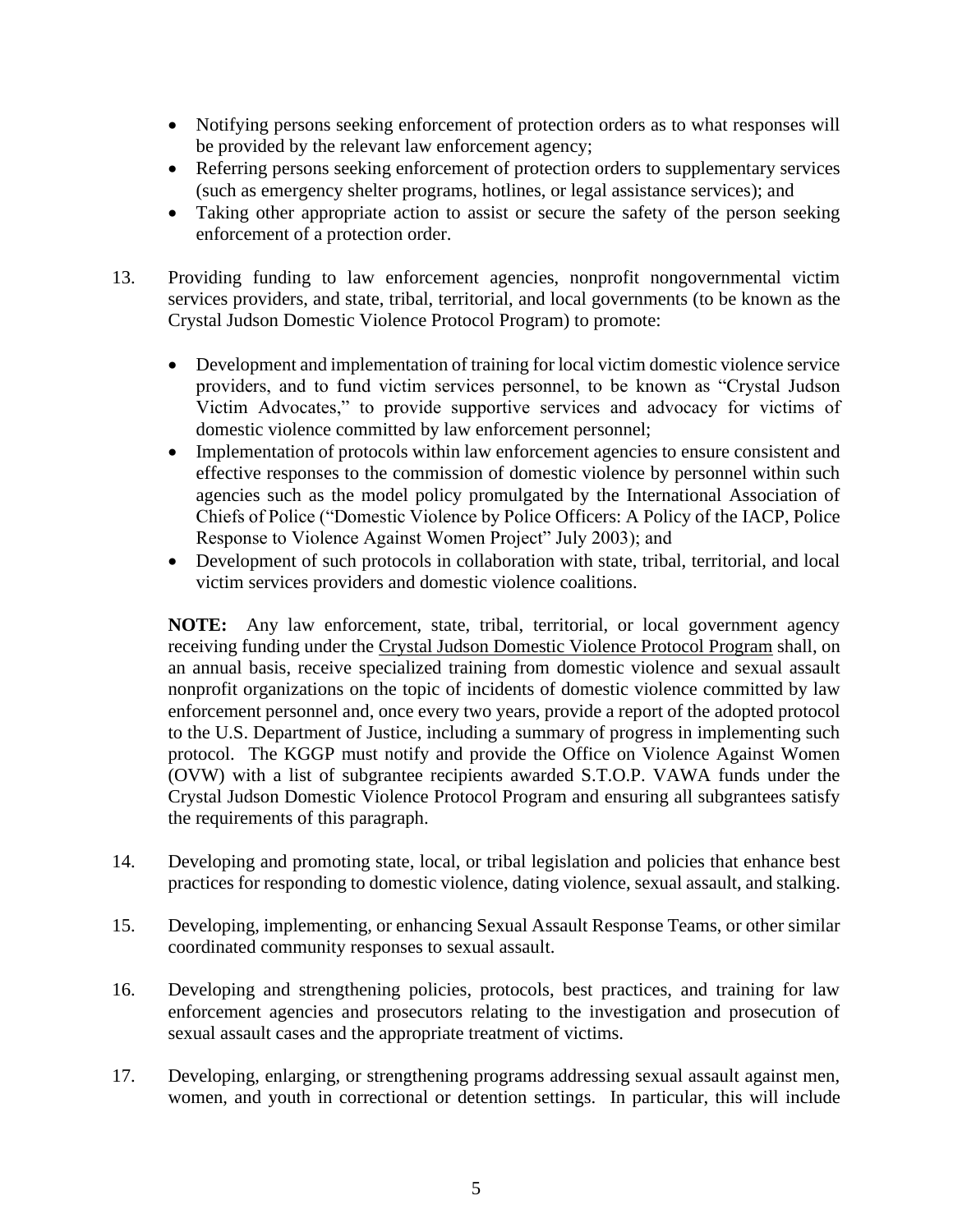- Notifying persons seeking enforcement of protection orders as to what responses will be provided by the relevant law enforcement agency;
- Referring persons seeking enforcement of protection orders to supplementary services (such as emergency shelter programs, hotlines, or legal assistance services); and
- Taking other appropriate action to assist or secure the safety of the person seeking enforcement of a protection order.

13. Providing funding to law enforcement agencies, nonprofit nongovernmental victim services providers, and state, tribal, territorial, and local governments (to be known as the Crystal Judson Domestic Violence Protocol Program) to promote:

    - Development and implementation of training for local victim domestic violence service providers, and to fund victim services personnel, to be known as "Crystal Judson Victim Advocates," to provide supportive services and advocacy for victims of domestic violence committed by law enforcement personnel;
    - Implementation of protocols within law enforcement agencies to ensure consistent and effective responses to the commission of domestic violence by personnel within such agencies such as the model policy promulgated by the International Association of Chiefs of Police ("Domestic Violence by Police Officers: A Policy of the IACP, Police Response to Violence Against Women Project" July 2003); and
    - Development of such protocols in collaboration with state, tribal, territorial, and local victim services providers and domestic violence coalitions.

    **NOTE:** Any law enforcement, state, tribal, territorial, or local government agency receiving funding under the Crystal Judson Domestic Violence Protocol Program shall, on an annual basis, receive specialized training from domestic violence and sexual assault nonprofit organizations on the topic of incidents of domestic violence committed by law enforcement personnel and, once every two years, provide a report of the adopted protocol to the U.S. Department of Justice, including a summary of progress in implementing such protocol. The KGGP must notify and provide the Office on Violence Against Women (OVW) with a list of subgrantee recipients awarded S.T.O.P. VAWA funds under the Crystal Judson Domestic Violence Protocol Program and ensuring all subgrantees satisfy the requirements of this paragraph.

14. Developing and promoting state, local, or tribal legislation and policies that enhance best practices for responding to domestic violence, dating violence, sexual assault, and stalking.

15. Developing, implementing, or enhancing Sexual Assault Response Teams, or other similar coordinated community responses to sexual assault.

16. Developing and strengthening policies, protocols, best practices, and training for law enforcement agencies and prosecutors relating to the investigation and prosecution of sexual assault cases and the appropriate treatment of victims.

17. Developing, enlarging, or strengthening programs addressing sexual assault against men, women, and youth in correctional or detention settings. In particular, this will include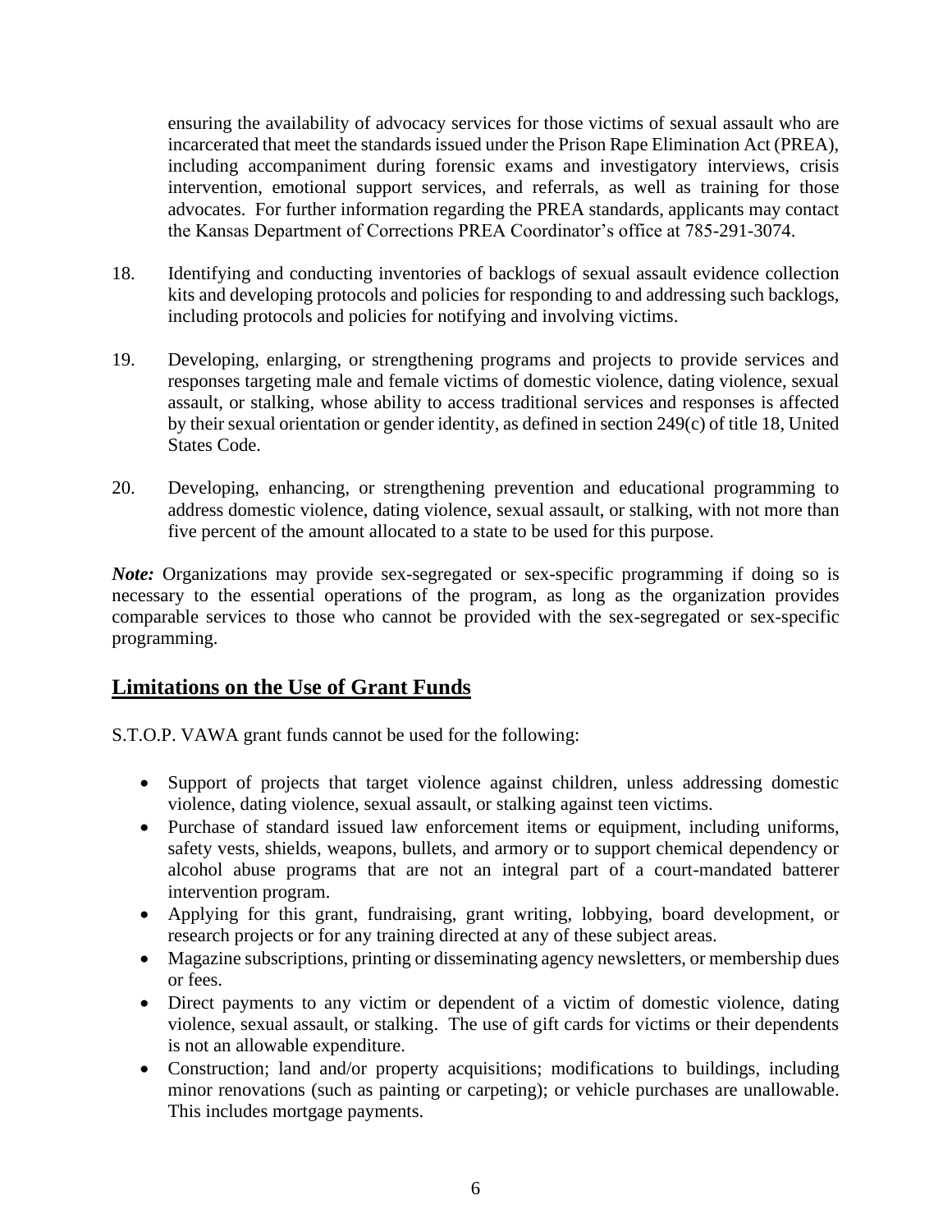ensuring the availability of advocacy services for those victims of sexual assault who are incarcerated that meet the standards issued under the Prison Rape Elimination Act (PREA), including accompaniment during forensic exams and investigatory interviews, crisis intervention, emotional support services, and referrals, as well as training for those advocates. For further information regarding the PREA standards, applicants may contact the Kansas Department of Corrections PREA Coordinator's office at 785-291-3074.

18. Identifying and conducting inventories of backlogs of sexual assault evidence collection kits and developing protocols and policies for responding to and addressing such backlogs, including protocols and policies for notifying and involving victims.

19. Developing, enlarging, or strengthening programs and projects to provide services and responses targeting male and female victims of domestic violence, dating violence, sexual assault, or stalking, whose ability to access traditional services and responses is affected by their sexual orientation or gender identity, as defined in section 249(c) of title 18, United States Code.

20. Developing, enhancing, or strengthening prevention and educational programming to address domestic violence, dating violence, sexual assault, or stalking, with not more than five percent of the amount allocated to a state to be used for this purpose.

***Note:*** Organizations may provide sex-segregated or sex-specific programming if doing so is necessary to the essential operations of the program, as long as the organization provides comparable services to those who cannot be provided with the sex-segregated or sex-specific programming.

## Limitations on the Use of Grant Funds

S.T.O.P. VAWA grant funds cannot be used for the following:

- Support of projects that target violence against children, unless addressing domestic violence, dating violence, sexual assault, or stalking against teen victims.
- Purchase of standard issued law enforcement items or equipment, including uniforms, safety vests, shields, weapons, bullets, and armory or to support chemical dependency or alcohol abuse programs that are not an integral part of a court-mandated batterer intervention program.
- Applying for this grant, fundraising, grant writing, lobbying, board development, or research projects or for any training directed at any of these subject areas.
- Magazine subscriptions, printing or disseminating agency newsletters, or membership dues or fees.
- Direct payments to any victim or dependent of a victim of domestic violence, dating violence, sexual assault, or stalking. The use of gift cards for victims or their dependents is not an allowable expenditure.
- Construction; land and/or property acquisitions; modifications to buildings, including minor renovations (such as painting or carpeting); or vehicle purchases are unallowable. This includes mortgage payments.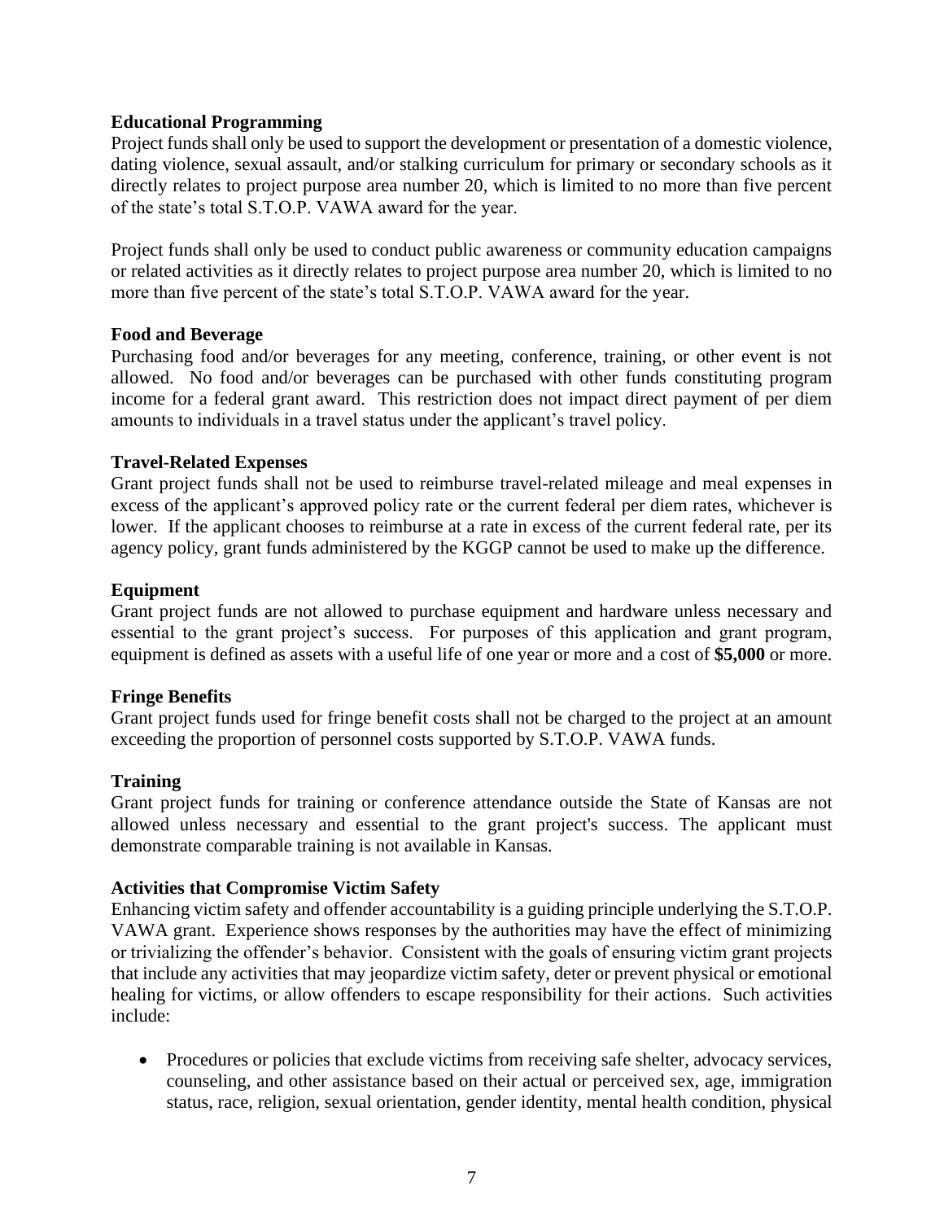**Educational Programming**

Project funds shall only be used to support the development or presentation of a domestic violence, dating violence, sexual assault, and/or stalking curriculum for primary or secondary schools as it directly relates to project purpose area number 20, which is limited to no more than five percent of the state's total S.T.O.P. VAWA award for the year.

Project funds shall only be used to conduct public awareness or community education campaigns or related activities as it directly relates to project purpose area number 20, which is limited to no more than five percent of the state's total S.T.O.P. VAWA award for the year.

**Food and Beverage**

Purchasing food and/or beverages for any meeting, conference, training, or other event is not allowed. No food and/or beverages can be purchased with other funds constituting program income for a federal grant award. This restriction does not impact direct payment of per diem amounts to individuals in a travel status under the applicant's travel policy.

**Travel-Related Expenses**

Grant project funds shall not be used to reimburse travel-related mileage and meal expenses in excess of the applicant's approved policy rate or the current federal per diem rates, whichever is lower. If the applicant chooses to reimburse at a rate in excess of the current federal rate, per its agency policy, grant funds administered by the KGGP cannot be used to make up the difference.

**Equipment**

Grant project funds are not allowed to purchase equipment and hardware unless necessary and essential to the grant project's success. For purposes of this application and grant program, equipment is defined as assets with a useful life of one year or more and a cost of **$5,000** or more.

**Fringe Benefits**

Grant project funds used for fringe benefit costs shall not be charged to the project at an amount exceeding the proportion of personnel costs supported by S.T.O.P. VAWA funds.

**Training**

Grant project funds for training or conference attendance outside the State of Kansas are not allowed unless necessary and essential to the grant project's success. The applicant must demonstrate comparable training is not available in Kansas.

**Activities that Compromise Victim Safety**

Enhancing victim safety and offender accountability is a guiding principle underlying the S.T.O.P. VAWA grant. Experience shows responses by the authorities may have the effect of minimizing or trivializing the offender's behavior. Consistent with the goals of ensuring victim grant projects that include any activities that may jeopardize victim safety, deter or prevent physical or emotional healing for victims, or allow offenders to escape responsibility for their actions. Such activities include:

- Procedures or policies that exclude victims from receiving safe shelter, advocacy services, counseling, and other assistance based on their actual or perceived sex, age, immigration status, race, religion, sexual orientation, gender identity, mental health condition, physical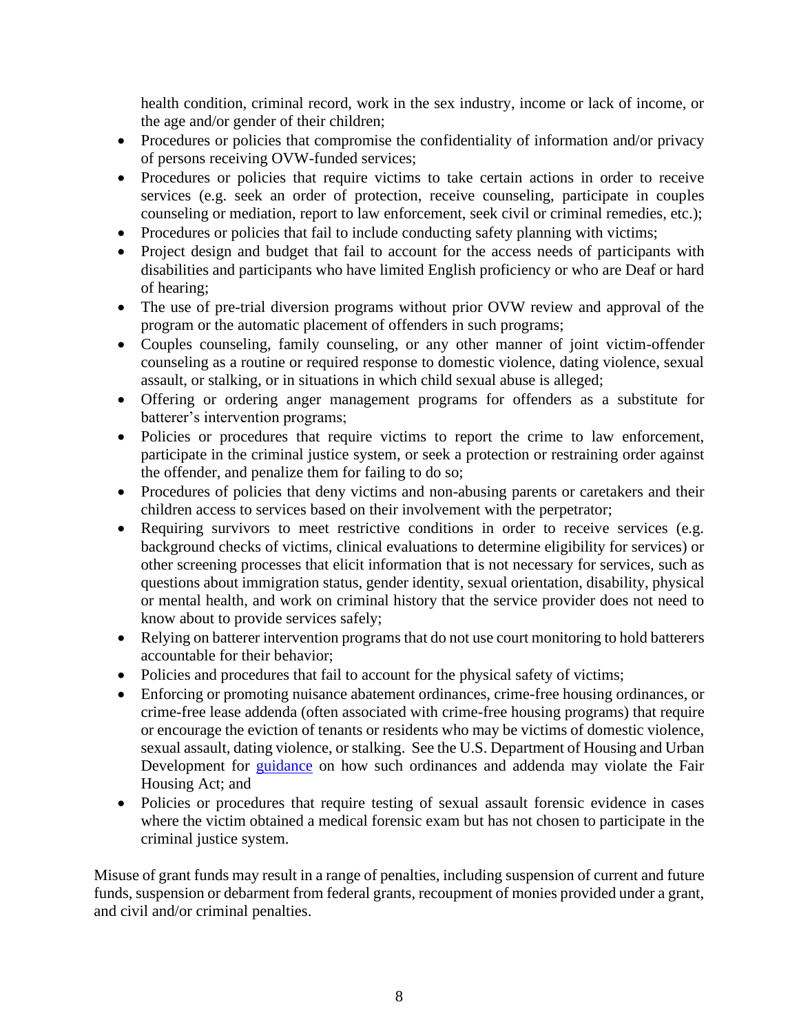health condition, criminal record, work in the sex industry, income or lack of income, or the age and/or gender of their children;

- Procedures or policies that compromise the confidentiality of information and/or privacy of persons receiving OVW-funded services;
- Procedures or policies that require victims to take certain actions in order to receive services (e.g. seek an order of protection, receive counseling, participate in couples counseling or mediation, report to law enforcement, seek civil or criminal remedies, etc.);
- Procedures or policies that fail to include conducting safety planning with victims;
- Project design and budget that fail to account for the access needs of participants with disabilities and participants who have limited English proficiency or who are Deaf or hard of hearing;
- The use of pre-trial diversion programs without prior OVW review and approval of the program or the automatic placement of offenders in such programs;
- Couples counseling, family counseling, or any other manner of joint victim-offender counseling as a routine or required response to domestic violence, dating violence, sexual assault, or stalking, or in situations in which child sexual abuse is alleged;
- Offering or ordering anger management programs for offenders as a substitute for batterer's intervention programs;
- Policies or procedures that require victims to report the crime to law enforcement, participate in the criminal justice system, or seek a protection or restraining order against the offender, and penalize them for failing to do so;
- Procedures of policies that deny victims and non-abusing parents or caretakers and their children access to services based on their involvement with the perpetrator;
- Requiring survivors to meet restrictive conditions in order to receive services (e.g. background checks of victims, clinical evaluations to determine eligibility for services) or other screening processes that elicit information that is not necessary for services, such as questions about immigration status, gender identity, sexual orientation, disability, physical or mental health, and work on criminal history that the service provider does not need to know about to provide services safely;
- Relying on batterer intervention programs that do not use court monitoring to hold batterers accountable for their behavior;
- Policies and procedures that fail to account for the physical safety of victims;
- Enforcing or promoting nuisance abatement ordinances, crime-free housing ordinances, or crime-free lease addenda (often associated with crime-free housing programs) that require or encourage the eviction of tenants or residents who may be victims of domestic violence, sexual assault, dating violence, or stalking. See the U.S. Department of Housing and Urban Development for guidance on how such ordinances and addenda may violate the Fair Housing Act; and
- Policies or procedures that require testing of sexual assault forensic evidence in cases where the victim obtained a medical forensic exam but has not chosen to participate in the criminal justice system.

Misuse of grant funds may result in a range of penalties, including suspension of current and future funds, suspension or debarment from federal grants, recoupment of monies provided under a grant, and civil and/or criminal penalties.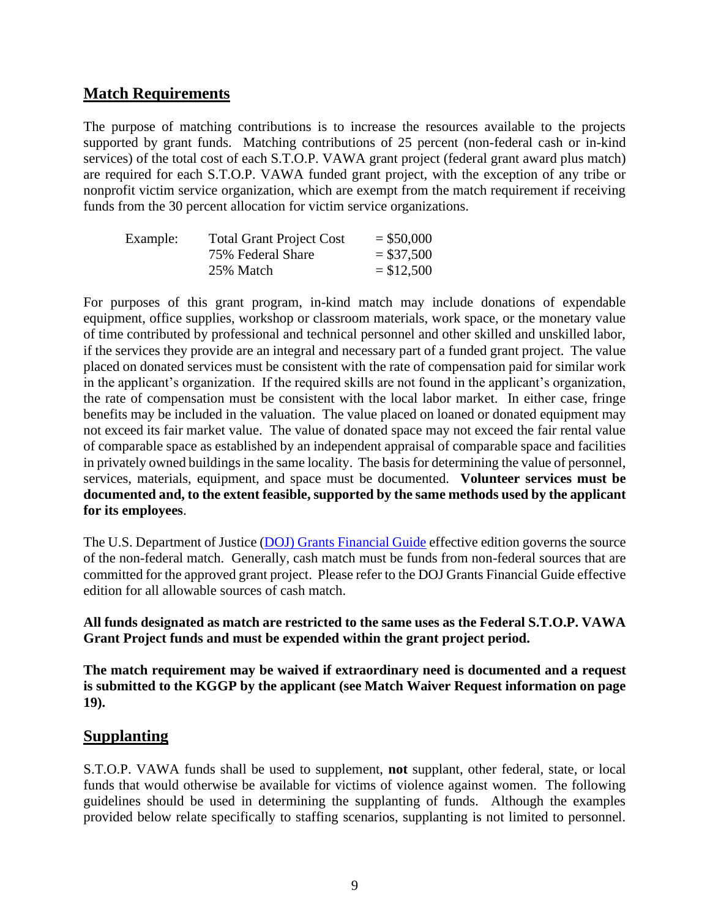## Match Requirements

The purpose of matching contributions is to increase the resources available to the projects supported by grant funds. Matching contributions of 25 percent (non-federal cash or in-kind services) of the total cost of each S.T.O.P. VAWA grant project (federal grant award plus match) are required for each S.T.O.P. VAWA funded grant project, with the exception of any tribe or nonprofit victim service organization, which are exempt from the match requirement if receiving funds from the 30 percent allocation for victim service organizations.

| Example: | Total Grant Project Cost | = $50,000 |
|---|---|---|
| | 75% Federal Share | = $37,500 |
| | 25% Match | = $12,500 |

For purposes of this grant program, in-kind match may include donations of expendable equipment, office supplies, workshop or classroom materials, work space, or the monetary value of time contributed by professional and technical personnel and other skilled and unskilled labor, if the services they provide are an integral and necessary part of a funded grant project. The value placed on donated services must be consistent with the rate of compensation paid for similar work in the applicant's organization. If the required skills are not found in the applicant's organization, the rate of compensation must be consistent with the local labor market. In either case, fringe benefits may be included in the valuation. The value placed on loaned or donated equipment may not exceed its fair market value. The value of donated space may not exceed the fair rental value of comparable space as established by an independent appraisal of comparable space and facilities in privately owned buildings in the same locality. The basis for determining the value of personnel, services, materials, equipment, and space must be documented. **Volunteer services must be documented and, to the extent feasible, supported by the same methods used by the applicant for its employees**.

The U.S. Department of Justice (DOJ) Grants Financial Guide effective edition governs the source of the non-federal match. Generally, cash match must be funds from non-federal sources that are committed for the approved grant project. Please refer to the DOJ Grants Financial Guide effective edition for all allowable sources of cash match.

**All funds designated as match are restricted to the same uses as the Federal S.T.O.P. VAWA Grant Project funds and must be expended within the grant project period.**

**The match requirement may be waived if extraordinary need is documented and a request is submitted to the KGGP by the applicant (see Match Waiver Request information on page 19).**

## Supplanting

S.T.O.P. VAWA funds shall be used to supplement, **not** supplant, other federal, state, or local funds that would otherwise be available for victims of violence against women. The following guidelines should be used in determining the supplanting of funds. Although the examples provided below relate specifically to staffing scenarios, supplanting is not limited to personnel.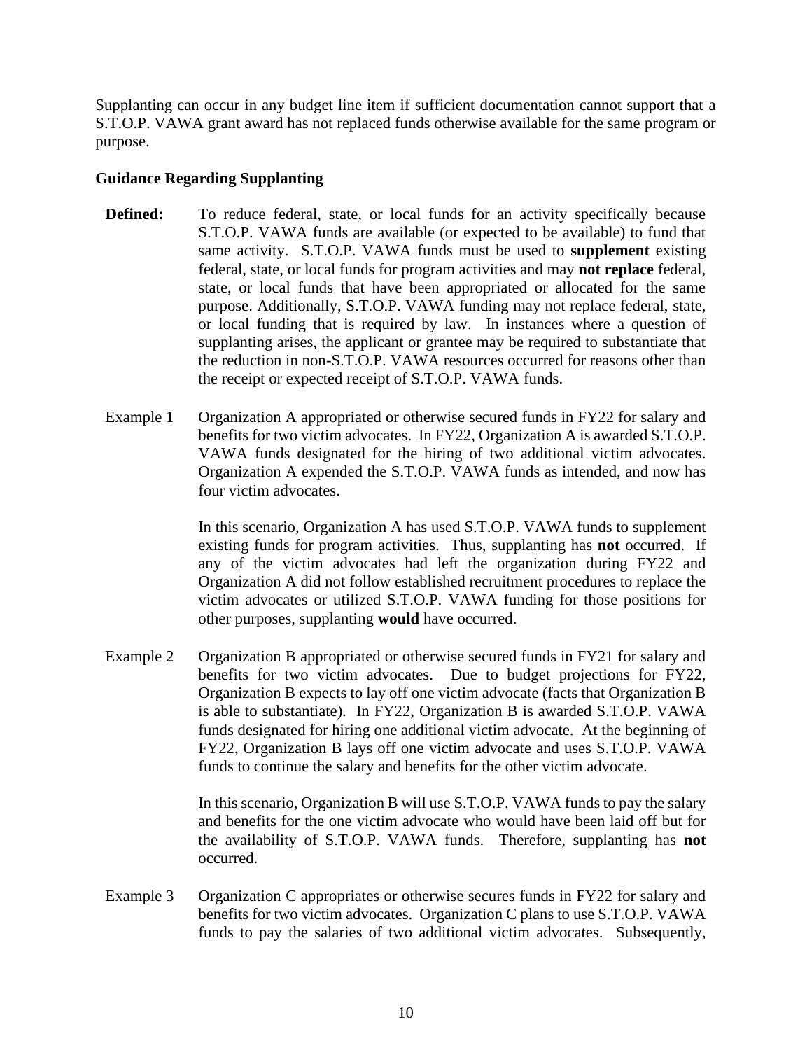Supplanting can occur in any budget line item if sufficient documentation cannot support that a S.T.O.P. VAWA grant award has not replaced funds otherwise available for the same program or purpose.

### Guidance Regarding Supplanting

**Defined:** To reduce federal, state, or local funds for an activity specifically because S.T.O.P. VAWA funds are available (or expected to be available) to fund that same activity. S.T.O.P. VAWA funds must be used to **supplement** existing federal, state, or local funds for program activities and may **not replace** federal, state, or local funds that have been appropriated or allocated for the same purpose. Additionally, S.T.O.P. VAWA funding may not replace federal, state, or local funding that is required by law. In instances where a question of supplanting arises, the applicant or grantee may be required to substantiate that the reduction in non-S.T.O.P. VAWA resources occurred for reasons other than the receipt or expected receipt of S.T.O.P. VAWA funds.

Example 1 Organization A appropriated or otherwise secured funds in FY22 for salary and benefits for two victim advocates. In FY22, Organization A is awarded S.T.O.P. VAWA funds designated for the hiring of two additional victim advocates. Organization A expended the S.T.O.P. VAWA funds as intended, and now has four victim advocates.

In this scenario, Organization A has used S.T.O.P. VAWA funds to supplement existing funds for program activities. Thus, supplanting has **not** occurred. If any of the victim advocates had left the organization during FY22 and Organization A did not follow established recruitment procedures to replace the victim advocates or utilized S.T.O.P. VAWA funding for those positions for other purposes, supplanting **would** have occurred.

Example 2 Organization B appropriated or otherwise secured funds in FY21 for salary and benefits for two victim advocates. Due to budget projections for FY22, Organization B expects to lay off one victim advocate (facts that Organization B is able to substantiate). In FY22, Organization B is awarded S.T.O.P. VAWA funds designated for hiring one additional victim advocate. At the beginning of FY22, Organization B lays off one victim advocate and uses S.T.O.P. VAWA funds to continue the salary and benefits for the other victim advocate.

In this scenario, Organization B will use S.T.O.P. VAWA funds to pay the salary and benefits for the one victim advocate who would have been laid off but for the availability of S.T.O.P. VAWA funds. Therefore, supplanting has **not** occurred.

Example 3 Organization C appropriates or otherwise secures funds in FY22 for salary and benefits for two victim advocates. Organization C plans to use S.T.O.P. VAWA funds to pay the salaries of two additional victim advocates. Subsequently,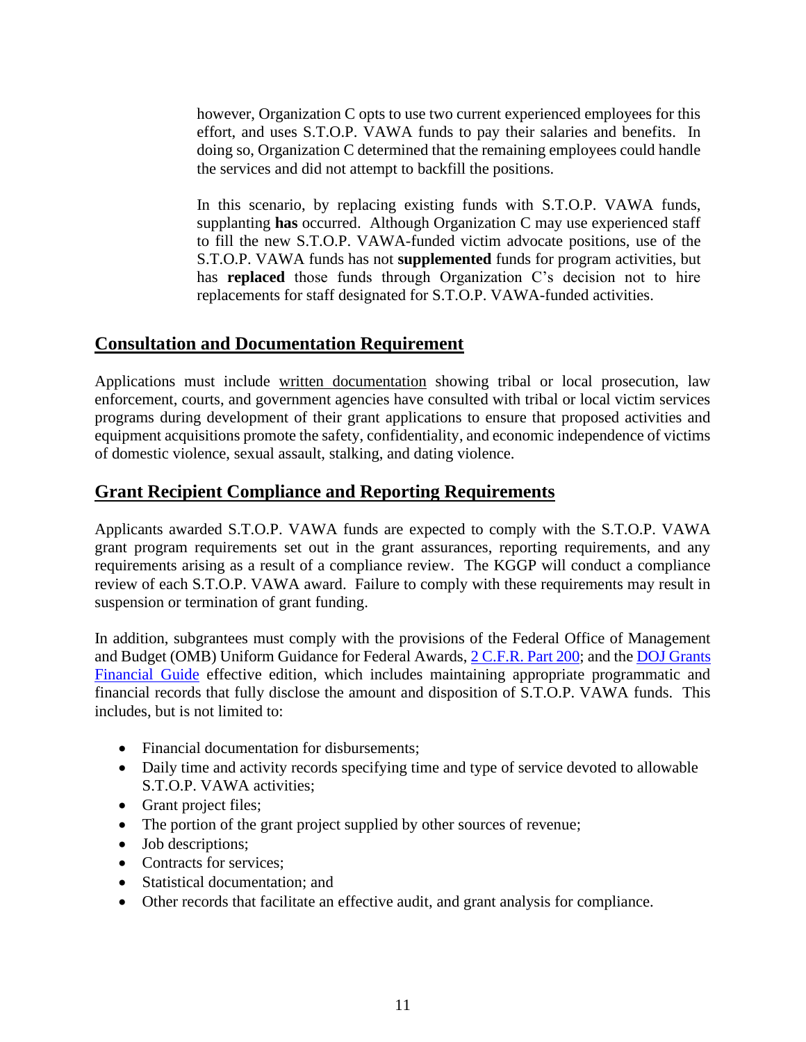however, Organization C opts to use two current experienced employees for this effort, and uses S.T.O.P. VAWA funds to pay their salaries and benefits. In doing so, Organization C determined that the remaining employees could handle the services and did not attempt to backfill the positions.

In this scenario, by replacing existing funds with S.T.O.P. VAWA funds, supplanting **has** occurred. Although Organization C may use experienced staff to fill the new S.T.O.P. VAWA-funded victim advocate positions, use of the S.T.O.P. VAWA funds has not **supplemented** funds for program activities, but has **replaced** those funds through Organization C's decision not to hire replacements for staff designated for S.T.O.P. VAWA-funded activities.

## Consultation and Documentation Requirement

Applications must include written documentation showing tribal or local prosecution, law enforcement, courts, and government agencies have consulted with tribal or local victim services programs during development of their grant applications to ensure that proposed activities and equipment acquisitions promote the safety, confidentiality, and economic independence of victims of domestic violence, sexual assault, stalking, and dating violence.

## Grant Recipient Compliance and Reporting Requirements

Applicants awarded S.T.O.P. VAWA funds are expected to comply with the S.T.O.P. VAWA grant program requirements set out in the grant assurances, reporting requirements, and any requirements arising as a result of a compliance review. The KGGP will conduct a compliance review of each S.T.O.P. VAWA award. Failure to comply with these requirements may result in suspension or termination of grant funding.

In addition, subgrantees must comply with the provisions of the Federal Office of Management and Budget (OMB) Uniform Guidance for Federal Awards, 2 C.F.R. Part 200; and the DOJ Grants Financial Guide effective edition, which includes maintaining appropriate programmatic and financial records that fully disclose the amount and disposition of S.T.O.P. VAWA funds. This includes, but is not limited to:

- Financial documentation for disbursements;
- Daily time and activity records specifying time and type of service devoted to allowable S.T.O.P. VAWA activities;
- Grant project files;
- The portion of the grant project supplied by other sources of revenue;
- Job descriptions;
- Contracts for services;
- Statistical documentation; and
- Other records that facilitate an effective audit, and grant analysis for compliance.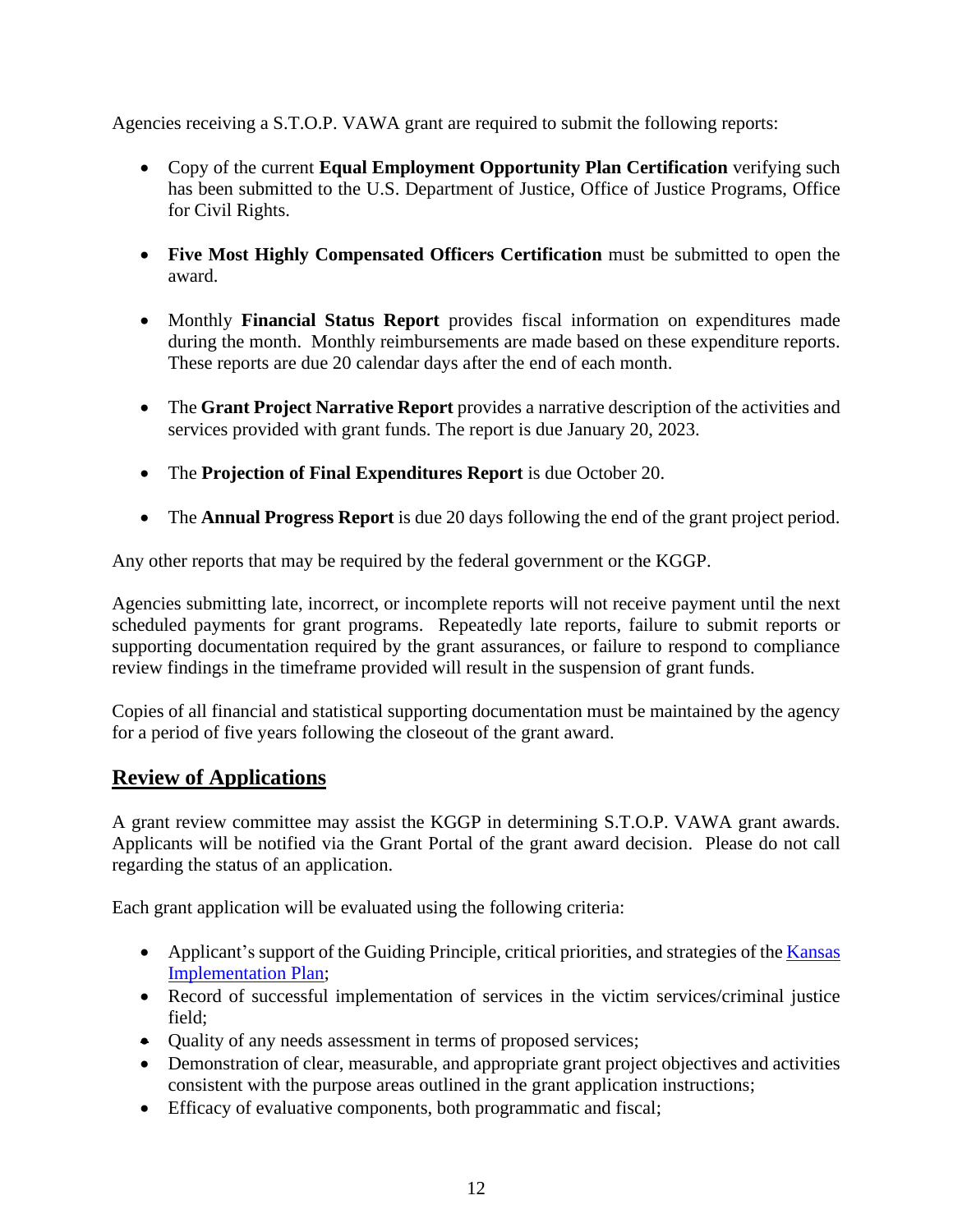Agencies receiving a S.T.O.P. VAWA grant are required to submit the following reports:

- Copy of the current **Equal Employment Opportunity Plan Certification** verifying such has been submitted to the U.S. Department of Justice, Office of Justice Programs, Office for Civil Rights.

- **Five Most Highly Compensated Officers Certification** must be submitted to open the award.

- Monthly **Financial Status Report** provides fiscal information on expenditures made during the month. Monthly reimbursements are made based on these expenditure reports. These reports are due 20 calendar days after the end of each month.

- The **Grant Project Narrative Report** provides a narrative description of the activities and services provided with grant funds. The report is due January 20, 2023.

- The **Projection of Final Expenditures Report** is due October 20.

- The **Annual Progress Report** is due 20 days following the end of the grant project period.

Any other reports that may be required by the federal government or the KGGP.

Agencies submitting late, incorrect, or incomplete reports will not receive payment until the next scheduled payments for grant programs. Repeatedly late reports, failure to submit reports or supporting documentation required by the grant assurances, or failure to respond to compliance review findings in the timeframe provided will result in the suspension of grant funds.

Copies of all financial and statistical supporting documentation must be maintained by the agency for a period of five years following the closeout of the grant award.

## Review of Applications

A grant review committee may assist the KGGP in determining S.T.O.P. VAWA grant awards. Applicants will be notified via the Grant Portal of the grant award decision. Please do not call regarding the status of an application.

Each grant application will be evaluated using the following criteria:

- Applicant's support of the Guiding Principle, critical priorities, and strategies of the [Kansas Implementation Plan];
- Record of successful implementation of services in the victim services/criminal justice field;
- Quality of any needs assessment in terms of proposed services;
- Demonstration of clear, measurable, and appropriate grant project objectives and activities consistent with the purpose areas outlined in the grant application instructions;
- Efficacy of evaluative components, both programmatic and fiscal;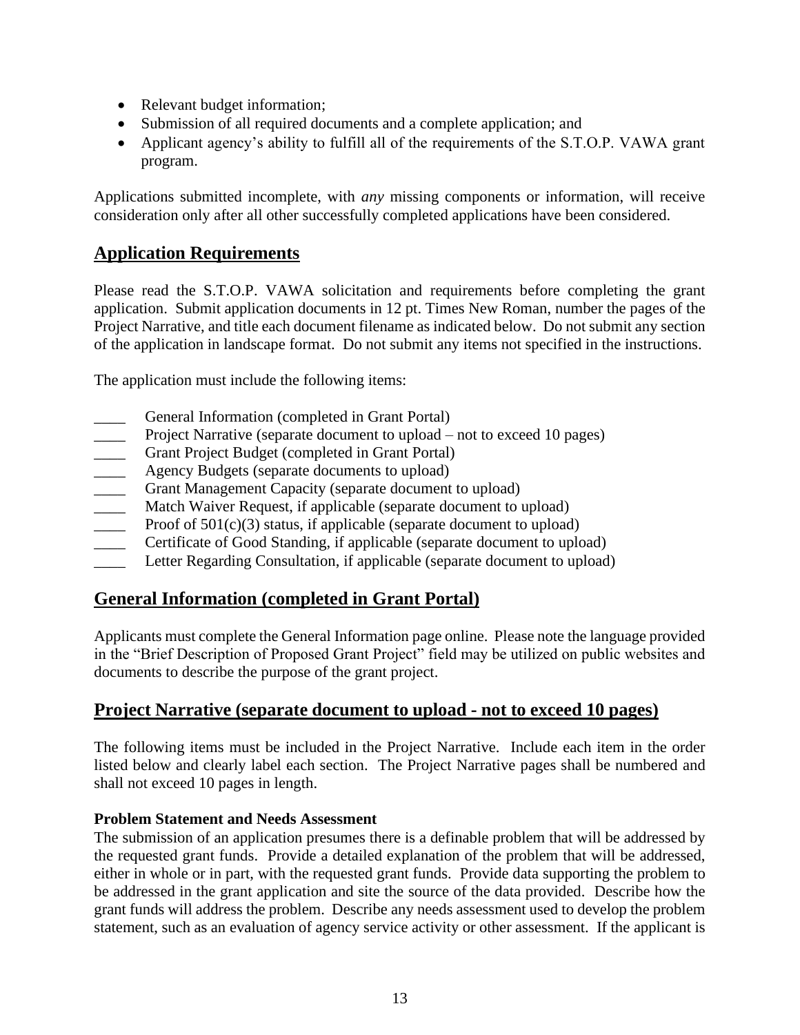- Relevant budget information;
- Submission of all required documents and a complete application; and
- Applicant agency's ability to fulfill all of the requirements of the S.T.O.P. VAWA grant program.

Applications submitted incomplete, with *any* missing components or information, will receive consideration only after all other successfully completed applications have been considered.

## Application Requirements

Please read the S.T.O.P. VAWA solicitation and requirements before completing the grant application. Submit application documents in 12 pt. Times New Roman, number the pages of the Project Narrative, and title each document filename as indicated below. Do not submit any section of the application in landscape format. Do not submit any items not specified in the instructions.

The application must include the following items:

____ General Information (completed in Grant Portal)
____ Project Narrative (separate document to upload – not to exceed 10 pages)
____ Grant Project Budget (completed in Grant Portal)
____ Agency Budgets (separate documents to upload)
____ Grant Management Capacity (separate document to upload)
____ Match Waiver Request, if applicable (separate document to upload)
____ Proof of 501(c)(3) status, if applicable (separate document to upload)
____ Certificate of Good Standing, if applicable (separate document to upload)
____ Letter Regarding Consultation, if applicable (separate document to upload)

## General Information (completed in Grant Portal)

Applicants must complete the General Information page online. Please note the language provided in the "Brief Description of Proposed Grant Project" field may be utilized on public websites and documents to describe the purpose of the grant project.

## Project Narrative (separate document to upload - not to exceed 10 pages)

The following items must be included in the Project Narrative. Include each item in the order listed below and clearly label each section. The Project Narrative pages shall be numbered and shall not exceed 10 pages in length.

**Problem Statement and Needs Assessment**
The submission of an application presumes there is a definable problem that will be addressed by the requested grant funds. Provide a detailed explanation of the problem that will be addressed, either in whole or in part, with the requested grant funds. Provide data supporting the problem to be addressed in the grant application and site the source of the data provided. Describe how the grant funds will address the problem. Describe any needs assessment used to develop the problem statement, such as an evaluation of agency service activity or other assessment. If the applicant is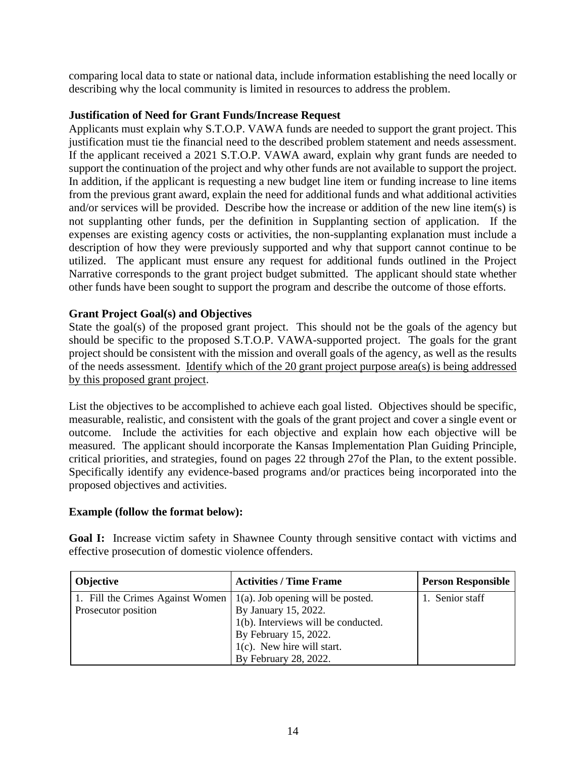comparing local data to state or national data, include information establishing the need locally or describing why the local community is limited in resources to address the problem.

**Justification of Need for Grant Funds/Increase Request**

Applicants must explain why S.T.O.P. VAWA funds are needed to support the grant project. This justification must tie the financial need to the described problem statement and needs assessment. If the applicant received a 2021 S.T.O.P. VAWA award, explain why grant funds are needed to support the continuation of the project and why other funds are not available to support the project. In addition, if the applicant is requesting a new budget line item or funding increase to line items from the previous grant award, explain the need for additional funds and what additional activities and/or services will be provided. Describe how the increase or addition of the new line item(s) is not supplanting other funds, per the definition in Supplanting section of application. If the expenses are existing agency costs or activities, the non-supplanting explanation must include a description of how they were previously supported and why that support cannot continue to be utilized. The applicant must ensure any request for additional funds outlined in the Project Narrative corresponds to the grant project budget submitted. The applicant should state whether other funds have been sought to support the program and describe the outcome of those efforts.

**Grant Project Goal(s) and Objectives**

State the goal(s) of the proposed grant project. This should not be the goals of the agency but should be specific to the proposed S.T.O.P. VAWA-supported project. The goals for the grant project should be consistent with the mission and overall goals of the agency, as well as the results of the needs assessment. <u>Identify which of the 20 grant project purpose area(s) is being addressed by this proposed grant project</u>.

List the objectives to be accomplished to achieve each goal listed. Objectives should be specific, measurable, realistic, and consistent with the goals of the grant project and cover a single event or outcome. Include the activities for each objective and explain how each objective will be measured. The applicant should incorporate the Kansas Implementation Plan Guiding Principle, critical priorities, and strategies, found on pages 22 through 27of the Plan, to the extent possible. Specifically identify any evidence-based programs and/or practices being incorporated into the proposed objectives and activities.

**Example (follow the format below):**

**Goal I:** Increase victim safety in Shawnee County through sensitive contact with victims and effective prosecution of domestic violence offenders.

| Objective | Activities / Time Frame | Person Responsible |
|---|---|---|
| 1. Fill the Crimes Against Women Prosecutor position | 1(a). Job opening will be posted.<br>By January 15, 2022.<br>1(b). Interviews will be conducted.<br>By February 15, 2022.<br>1(c). New hire will start.<br>By February 28, 2022. | 1. Senior staff |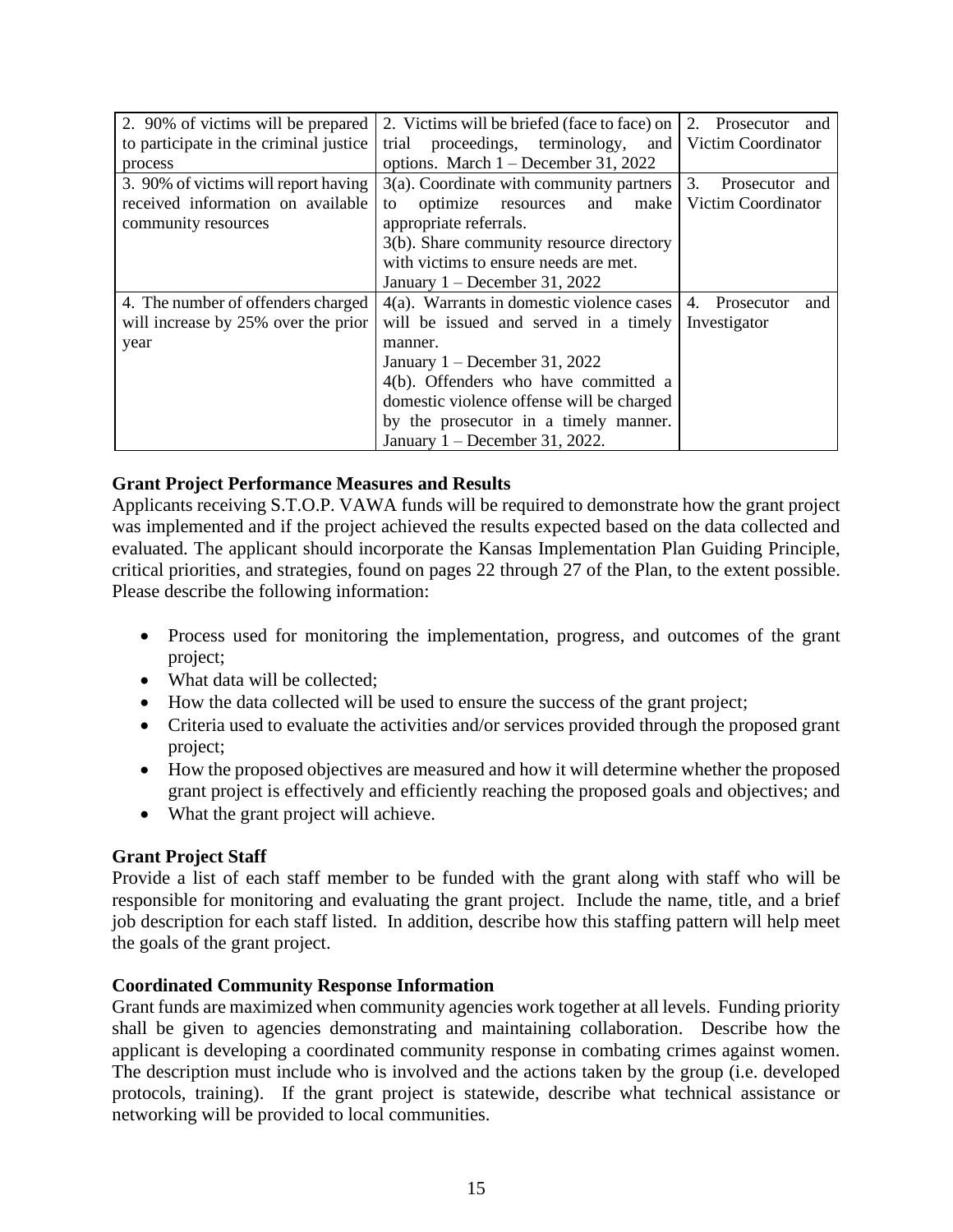| | | |
|---|---|---|
| 2. 90% of victims will be prepared to participate in the criminal justice process | 2. Victims will be briefed (face to face) on trial proceedings, terminology, and options. March 1 – December 31, 2022 | 2. Prosecutor and Victim Coordinator |
| 3. 90% of victims will report having received information on available community resources | 3(a). Coordinate with community partners to optimize resources and make appropriate referrals.<br>3(b). Share community resource directory with victims to ensure needs are met.<br>January 1 – December 31, 2022 | 3. Prosecutor and Victim Coordinator |
| 4. The number of offenders charged will increase by 25% over the prior year | 4(a). Warrants in domestic violence cases will be issued and served in a timely manner.<br>January 1 – December 31, 2022<br>4(b). Offenders who have committed a domestic violence offense will be charged by the prosecutor in a timely manner. January 1 – December 31, 2022. | 4. Prosecutor and Investigator |

**Grant Project Performance Measures and Results**

Applicants receiving S.T.O.P. VAWA funds will be required to demonstrate how the grant project was implemented and if the project achieved the results expected based on the data collected and evaluated. The applicant should incorporate the Kansas Implementation Plan Guiding Principle, critical priorities, and strategies, found on pages 22 through 27 of the Plan, to the extent possible. Please describe the following information:

- Process used for monitoring the implementation, progress, and outcomes of the grant project;
- What data will be collected;
- How the data collected will be used to ensure the success of the grant project;
- Criteria used to evaluate the activities and/or services provided through the proposed grant project;
- How the proposed objectives are measured and how it will determine whether the proposed grant project is effectively and efficiently reaching the proposed goals and objectives; and
- What the grant project will achieve.

**Grant Project Staff**

Provide a list of each staff member to be funded with the grant along with staff who will be responsible for monitoring and evaluating the grant project. Include the name, title, and a brief job description for each staff listed. In addition, describe how this staffing pattern will help meet the goals of the grant project.

**Coordinated Community Response Information**

Grant funds are maximized when community agencies work together at all levels. Funding priority shall be given to agencies demonstrating and maintaining collaboration. Describe how the applicant is developing a coordinated community response in combating crimes against women. The description must include who is involved and the actions taken by the group (i.e. developed protocols, training). If the grant project is statewide, describe what technical assistance or networking will be provided to local communities.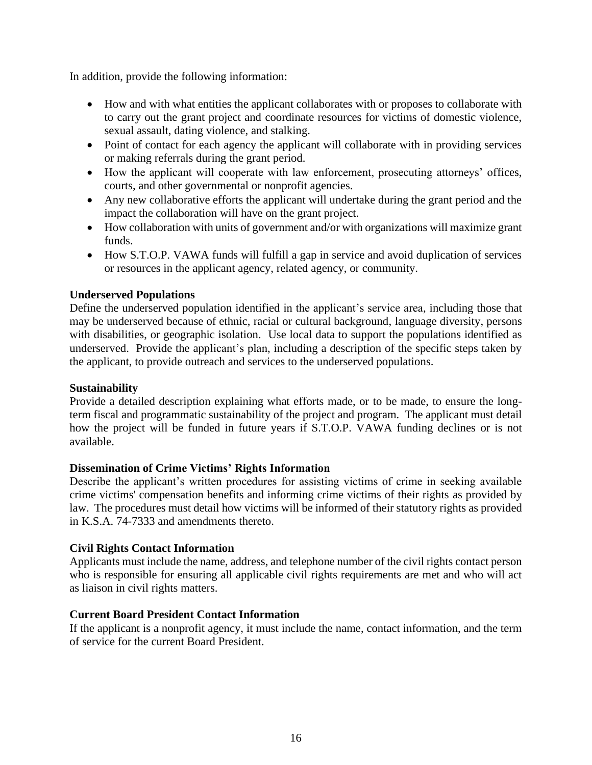In addition, provide the following information:

- How and with what entities the applicant collaborates with or proposes to collaborate with to carry out the grant project and coordinate resources for victims of domestic violence, sexual assault, dating violence, and stalking.
- Point of contact for each agency the applicant will collaborate with in providing services or making referrals during the grant period.
- How the applicant will cooperate with law enforcement, prosecuting attorneys' offices, courts, and other governmental or nonprofit agencies.
- Any new collaborative efforts the applicant will undertake during the grant period and the impact the collaboration will have on the grant project.
- How collaboration with units of government and/or with organizations will maximize grant funds.
- How S.T.O.P. VAWA funds will fulfill a gap in service and avoid duplication of services or resources in the applicant agency, related agency, or community.

**Underserved Populations**

Define the underserved population identified in the applicant's service area, including those that may be underserved because of ethnic, racial or cultural background, language diversity, persons with disabilities, or geographic isolation. Use local data to support the populations identified as underserved. Provide the applicant's plan, including a description of the specific steps taken by the applicant, to provide outreach and services to the underserved populations.

**Sustainability**

Provide a detailed description explaining what efforts made, or to be made, to ensure the long-term fiscal and programmatic sustainability of the project and program. The applicant must detail how the project will be funded in future years if S.T.O.P. VAWA funding declines or is not available.

**Dissemination of Crime Victims' Rights Information**

Describe the applicant's written procedures for assisting victims of crime in seeking available crime victims' compensation benefits and informing crime victims of their rights as provided by law. The procedures must detail how victims will be informed of their statutory rights as provided in K.S.A. 74-7333 and amendments thereto.

**Civil Rights Contact Information**

Applicants must include the name, address, and telephone number of the civil rights contact person who is responsible for ensuring all applicable civil rights requirements are met and who will act as liaison in civil rights matters.

**Current Board President Contact Information**

If the applicant is a nonprofit agency, it must include the name, contact information, and the term of service for the current Board President.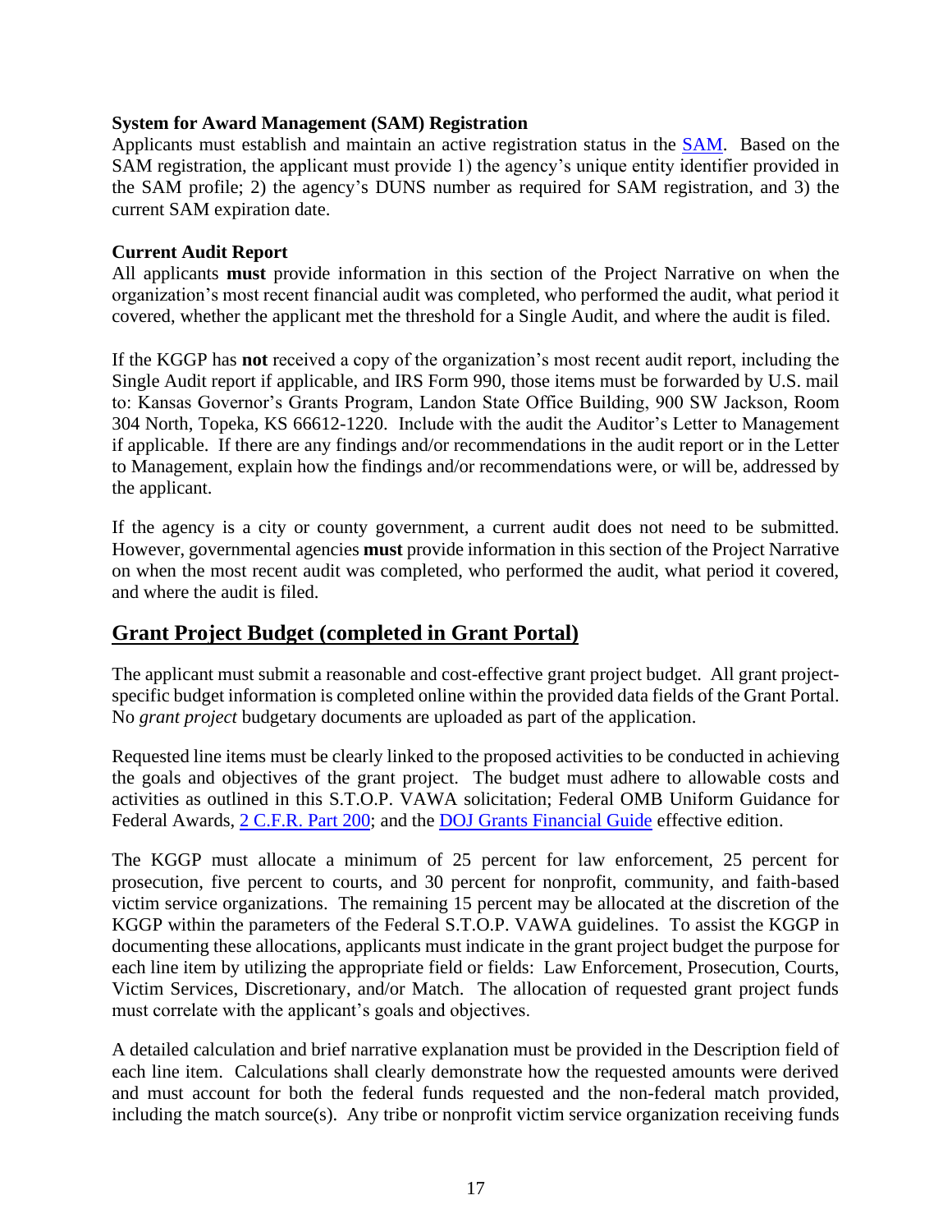**System for Award Management (SAM) Registration**

Applicants must establish and maintain an active registration status in the SAM. Based on the SAM registration, the applicant must provide 1) the agency's unique entity identifier provided in the SAM profile; 2) the agency's DUNS number as required for SAM registration, and 3) the current SAM expiration date.

**Current Audit Report**

All applicants **must** provide information in this section of the Project Narrative on when the organization's most recent financial audit was completed, who performed the audit, what period it covered, whether the applicant met the threshold for a Single Audit, and where the audit is filed.

If the KGGP has **not** received a copy of the organization's most recent audit report, including the Single Audit report if applicable, and IRS Form 990, those items must be forwarded by U.S. mail to: Kansas Governor's Grants Program, Landon State Office Building, 900 SW Jackson, Room 304 North, Topeka, KS 66612-1220. Include with the audit the Auditor's Letter to Management if applicable. If there are any findings and/or recommendations in the audit report or in the Letter to Management, explain how the findings and/or recommendations were, or will be, addressed by the applicant.

If the agency is a city or county government, a current audit does not need to be submitted. However, governmental agencies **must** provide information in this section of the Project Narrative on when the most recent audit was completed, who performed the audit, what period it covered, and where the audit is filed.

## Grant Project Budget (completed in Grant Portal)

The applicant must submit a reasonable and cost-effective grant project budget. All grant project-specific budget information is completed online within the provided data fields of the Grant Portal. No *grant project* budgetary documents are uploaded as part of the application.

Requested line items must be clearly linked to the proposed activities to be conducted in achieving the goals and objectives of the grant project. The budget must adhere to allowable costs and activities as outlined in this S.T.O.P. VAWA solicitation; Federal OMB Uniform Guidance for Federal Awards, 2 C.F.R. Part 200; and the DOJ Grants Financial Guide effective edition.

The KGGP must allocate a minimum of 25 percent for law enforcement, 25 percent for prosecution, five percent to courts, and 30 percent for nonprofit, community, and faith-based victim service organizations. The remaining 15 percent may be allocated at the discretion of the KGGP within the parameters of the Federal S.T.O.P. VAWA guidelines. To assist the KGGP in documenting these allocations, applicants must indicate in the grant project budget the purpose for each line item by utilizing the appropriate field or fields: Law Enforcement, Prosecution, Courts, Victim Services, Discretionary, and/or Match. The allocation of requested grant project funds must correlate with the applicant's goals and objectives.

A detailed calculation and brief narrative explanation must be provided in the Description field of each line item. Calculations shall clearly demonstrate how the requested amounts were derived and must account for both the federal funds requested and the non-federal match provided, including the match source(s). Any tribe or nonprofit victim service organization receiving funds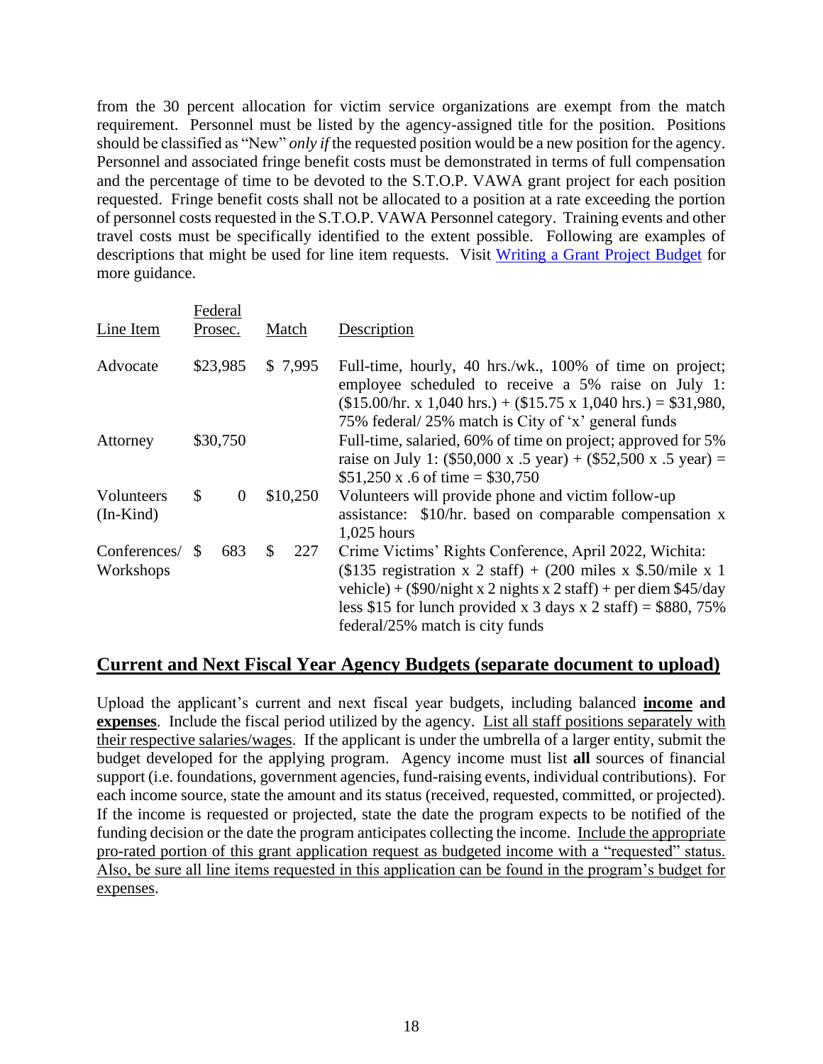from the 30 percent allocation for victim service organizations are exempt from the match requirement. Personnel must be listed by the agency-assigned title for the position. Positions should be classified as "New" *only if* the requested position would be a new position for the agency. Personnel and associated fringe benefit costs must be demonstrated in terms of full compensation and the percentage of time to be devoted to the S.T.O.P. VAWA grant project for each position requested. Fringe benefit costs shall not be allocated to a position at a rate exceeding the portion of personnel costs requested in the S.T.O.P. VAWA Personnel category. Training events and other travel costs must be specifically identified to the extent possible. Following are examples of descriptions that might be used for line item requests. Visit [Writing a Grant Project Budget]() for more guidance.

| Line Item | Federal Prosec. | Match | Description |
|---|---|---|---|
| Advocate | $23,985 | $ 7,995 | Full-time, hourly, 40 hrs./wk., 100% of time on project; employee scheduled to receive a 5% raise on July 1: ($15.00/hr. x 1,040 hrs.) + ($15.75 x 1,040 hrs.) = $31,980, 75% federal/ 25% match is City of 'x' general funds |
| Attorney | $30,750 | | Full-time, salaried, 60% of time on project; approved for 5% raise on July 1: ($50,000 x .5 year) + ($52,500 x .5 year) = $51,250 x .6 of time = $30,750 |
| Volunteers (In-Kind) | $ 0 | $10,250 | Volunteers will provide phone and victim follow-up assistance: $10/hr. based on comparable compensation x 1,025 hours |
| Conferences/ Workshops | $ 683 | $ 227 | Crime Victims' Rights Conference, April 2022, Wichita: ($135 registration x 2 staff) + (200 miles x $.50/mile x 1 vehicle) + ($90/night x 2 nights x 2 staff) + per diem $45/day less $15 for lunch provided x 3 days x 2 staff) = $880, 75% federal/25% match is city funds |

## Current and Next Fiscal Year Agency Budgets (separate document to upload)

Upload the applicant's current and next fiscal year budgets, including balanced **income and expenses**. Include the fiscal period utilized by the agency. List all staff positions separately with their respective salaries/wages. If the applicant is under the umbrella of a larger entity, submit the budget developed for the applying program. Agency income must list **all** sources of financial support (i.e. foundations, government agencies, fund-raising events, individual contributions). For each income source, state the amount and its status (received, requested, committed, or projected). If the income is requested or projected, state the date the program expects to be notified of the funding decision or the date the program anticipates collecting the income. Include the appropriate pro-rated portion of this grant application request as budgeted income with a "requested" status. Also, be sure all line items requested in this application can be found in the program's budget for expenses.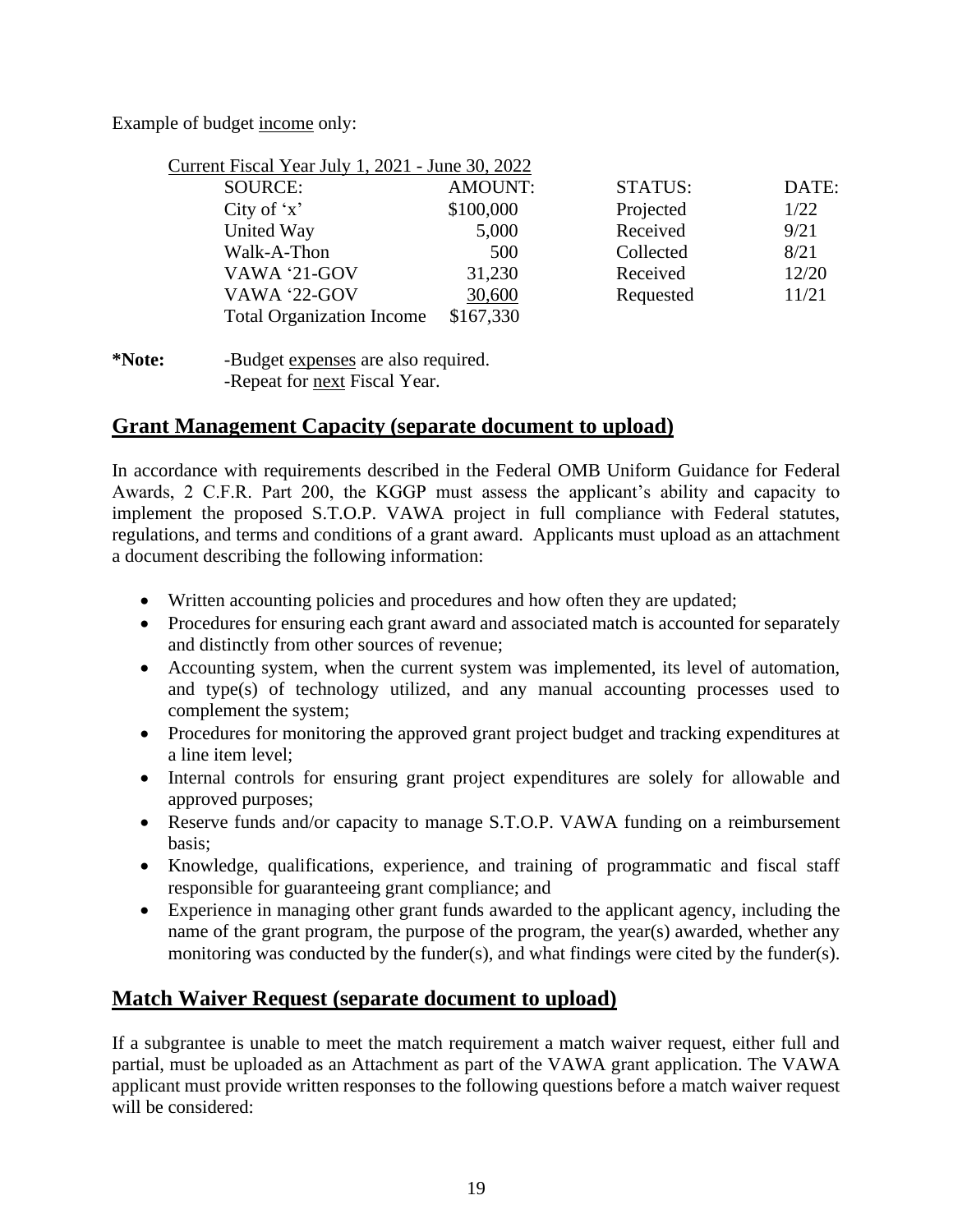Example of budget <u>income</u> only:

Current Fiscal Year July 1, 2021 - June 30, 2022

| SOURCE: | AMOUNT: | STATUS: | DATE: |
|---|---|---|---|
| City of 'x' | $100,000 | Projected | 1/22 |
| United Way | 5,000 | Received | 9/21 |
| Walk-A-Thon | 500 | Collected | 8/21 |
| VAWA '21-GOV | 31,230 | Received | 12/20 |
| VAWA '22-GOV | 30,600 | Requested | 11/21 |
| Total Organization Income | $167,330 | | |

**\*Note:** -Budget <u>expenses</u> are also required.
-Repeat for <u>next</u> Fiscal Year.

## Grant Management Capacity (separate document to upload)

In accordance with requirements described in the Federal OMB Uniform Guidance for Federal Awards, 2 C.F.R. Part 200, the KGGP must assess the applicant's ability and capacity to implement the proposed S.T.O.P. VAWA project in full compliance with Federal statutes, regulations, and terms and conditions of a grant award. Applicants must upload as an attachment a document describing the following information:

- Written accounting policies and procedures and how often they are updated;
- Procedures for ensuring each grant award and associated match is accounted for separately and distinctly from other sources of revenue;
- Accounting system, when the current system was implemented, its level of automation, and type(s) of technology utilized, and any manual accounting processes used to complement the system;
- Procedures for monitoring the approved grant project budget and tracking expenditures at a line item level;
- Internal controls for ensuring grant project expenditures are solely for allowable and approved purposes;
- Reserve funds and/or capacity to manage S.T.O.P. VAWA funding on a reimbursement basis;
- Knowledge, qualifications, experience, and training of programmatic and fiscal staff responsible for guaranteeing grant compliance; and
- Experience in managing other grant funds awarded to the applicant agency, including the name of the grant program, the purpose of the program, the year(s) awarded, whether any monitoring was conducted by the funder(s), and what findings were cited by the funder(s).

## Match Waiver Request (separate document to upload)

If a subgrantee is unable to meet the match requirement a match waiver request, either full and partial, must be uploaded as an Attachment as part of the VAWA grant application. The VAWA applicant must provide written responses to the following questions before a match waiver request will be considered: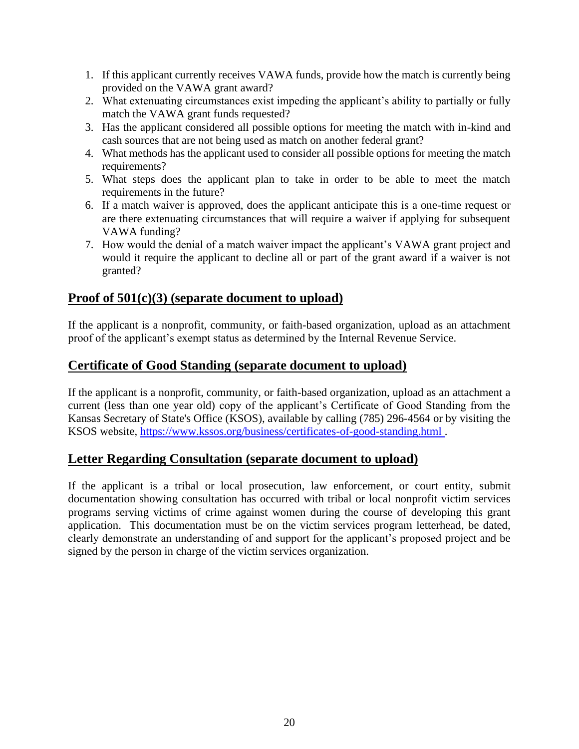1. If this applicant currently receives VAWA funds, provide how the match is currently being provided on the VAWA grant award?
2. What extenuating circumstances exist impeding the applicant's ability to partially or fully match the VAWA grant funds requested?
3. Has the applicant considered all possible options for meeting the match with in-kind and cash sources that are not being used as match on another federal grant?
4. What methods has the applicant used to consider all possible options for meeting the match requirements?
5. What steps does the applicant plan to take in order to be able to meet the match requirements in the future?
6. If a match waiver is approved, does the applicant anticipate this is a one-time request or are there extenuating circumstances that will require a waiver if applying for subsequent VAWA funding?
7. How would the denial of a match waiver impact the applicant's VAWA grant project and would it require the applicant to decline all or part of the grant award if a waiver is not granted?

## Proof of 501(c)(3) (separate document to upload)

If the applicant is a nonprofit, community, or faith-based organization, upload as an attachment proof of the applicant's exempt status as determined by the Internal Revenue Service.

## Certificate of Good Standing (separate document to upload)

If the applicant is a nonprofit, community, or faith-based organization, upload as an attachment a current (less than one year old) copy of the applicant's Certificate of Good Standing from the Kansas Secretary of State's Office (KSOS), available by calling (785) 296-4564 or by visiting the KSOS website, https://www.kssos.org/business/certificates-of-good-standing.html .

## Letter Regarding Consultation (separate document to upload)

If the applicant is a tribal or local prosecution, law enforcement, or court entity, submit documentation showing consultation has occurred with tribal or local nonprofit victim services programs serving victims of crime against women during the course of developing this grant application. This documentation must be on the victim services program letterhead, be dated, clearly demonstrate an understanding of and support for the applicant's proposed project and be signed by the person in charge of the victim services organization.